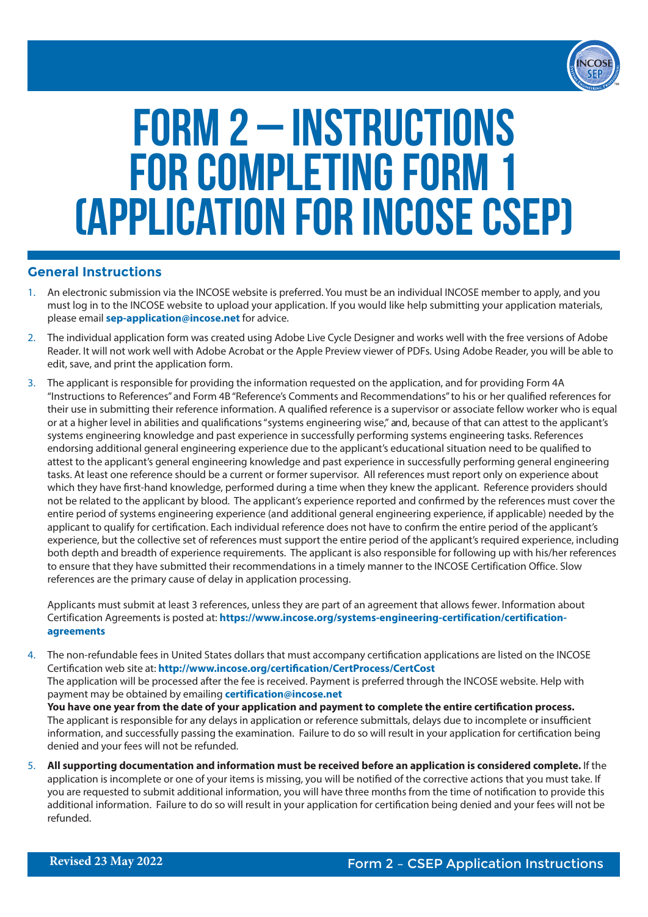# FORM 2 – INSTRUCTIONS FOR COMPLETING FORM 1 (APPLICATION FOR INCOSE CSEP)

## General Instructions

1. An electronic submission via the INCOSE website is preferred. You must be an individual INCOSE member to apply, and you must log in to the INCOSE website to upload your application. If you would like help submitting your application materials, please email **sep-application@incose.net** for advice.

2. The individual application form was created using Adobe Live Cycle Designer and works well with the free versions of Adobe Reader. It will not work well with Adobe Acrobat or the Apple Preview viewer of PDFs. Using Adobe Reader, you will be able to edit, save, and print the application form.

3. The applicant is responsible for providing the information requested on the application, and for providing Form 4A "Instructions to References" and Form 4B "Reference's Comments and Recommendations" to his or her qualified references for their use in submitting their reference information. A qualified reference is a supervisor or associate fellow worker who is equal or at a higher level in abilities and qualifications "systems engineering wise," and, because of that can attest to the applicant's systems engineering knowledge and past experience in successfully performing systems engineering tasks. References endorsing additional general engineering experience due to the applicant's educational situation need to be qualified to attest to the applicant's general engineering knowledge and past experience in successfully performing general engineering tasks. At least one reference should be a current or former supervisor. All references must report only on experience about which they have first-hand knowledge, performed during a time when they knew the applicant. Reference providers should not be related to the applicant by blood. The applicant's experience reported and confirmed by the references must cover the entire period of systems engineering experience (and additional general engineering experience, if applicable) needed by the applicant to qualify for certification. Each individual reference does not have to confirm the entire period of the applicant's experience, but the collective set of references must support the entire period of the applicant's required experience, including both depth and breadth of experience requirements. The applicant is also responsible for following up with his/her references to ensure that they have submitted their recommendations in a timely manner to the INCOSE Certification Office. Slow references are the primary cause of delay in application processing.

   Applicants must submit at least 3 references, unless they are part of an agreement that allows fewer. Information about Certification Agreements is posted at: **https://www.incose.org/systems-engineering-certification/certification-agreements**

4. The non-refundable fees in United States dollars that must accompany certification applications are listed on the INCOSE Certification web site at: **http://www.incose.org/certification/CertProcess/CertCost**
   The application will be processed after the fee is received. Payment is preferred through the INCOSE website. Help with payment may be obtained by emailing **certification@incose.net**
   **You have one year from the date of your application and payment to complete the entire certification process.** The applicant is responsible for any delays in application or reference submittals, delays due to incomplete or insufficient information, and successfully passing the examination. Failure to do so will result in your application for certification being denied and your fees will not be refunded.

5. **All supporting documentation and information must be received before an application is considered complete.** If the application is incomplete or one of your items is missing, you will be notified of the corrective actions that you must take. If you are requested to submit additional information, you will have three months from the time of notification to provide this additional information. Failure to do so will result in your application for certification being denied and your fees will not be refunded.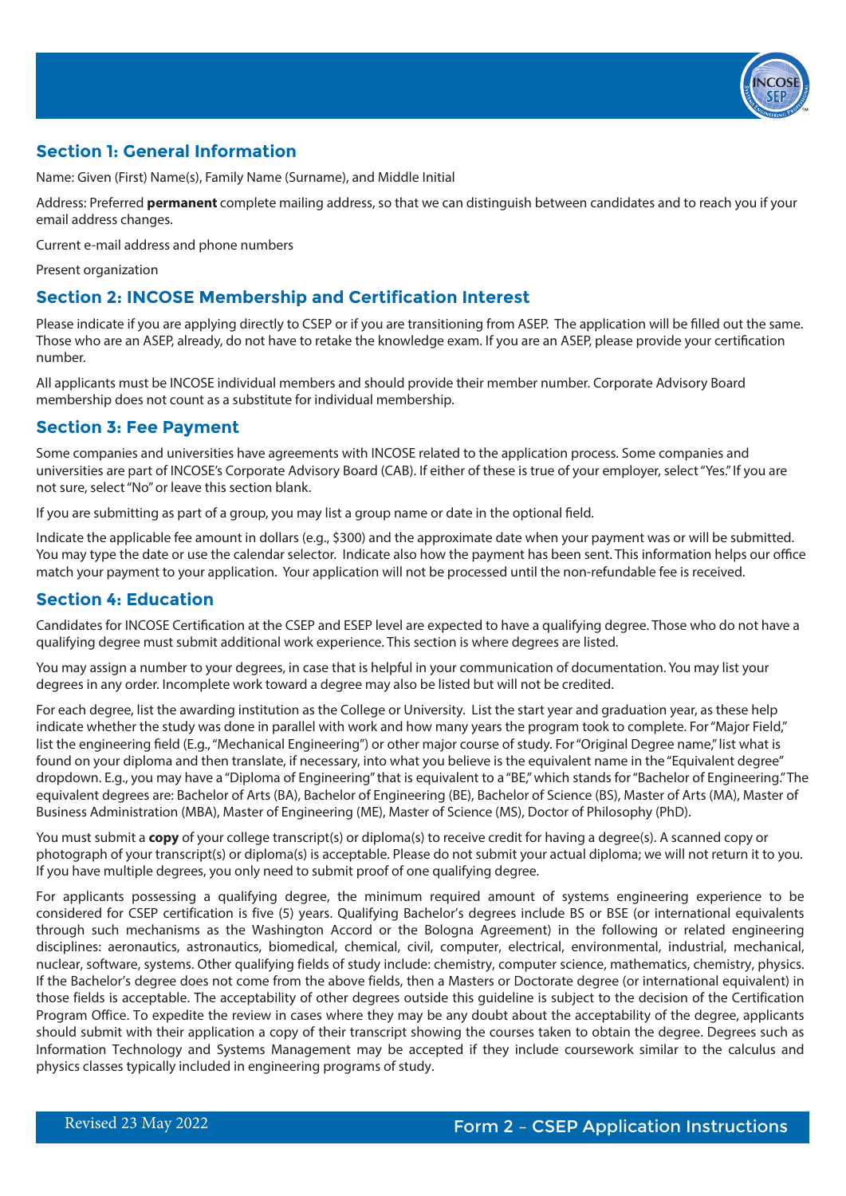## Section 1: General Information

Name: Given (First) Name(s), Family Name (Surname), and Middle Initial

Address: Preferred **permanent** complete mailing address, so that we can distinguish between candidates and to reach you if your email address changes.

Current e-mail address and phone numbers

Present organization

## Section 2: INCOSE Membership and Certification Interest

Please indicate if you are applying directly to CSEP or if you are transitioning from ASEP. The application will be filled out the same. Those who are an ASEP, already, do not have to retake the knowledge exam. If you are an ASEP, please provide your certification number.

All applicants must be INCOSE individual members and should provide their member number. Corporate Advisory Board membership does not count as a substitute for individual membership.

## Section 3: Fee Payment

Some companies and universities have agreements with INCOSE related to the application process. Some companies and universities are part of INCOSE's Corporate Advisory Board (CAB). If either of these is true of your employer, select "Yes." If you are not sure, select "No" or leave this section blank.

If you are submitting as part of a group, you may list a group name or date in the optional field.

Indicate the applicable fee amount in dollars (e.g., $300) and the approximate date when your payment was or will be submitted. You may type the date or use the calendar selector. Indicate also how the payment has been sent. This information helps our office match your payment to your application. Your application will not be processed until the non-refundable fee is received.

## Section 4: Education

Candidates for INCOSE Certification at the CSEP and ESEP level are expected to have a qualifying degree. Those who do not have a qualifying degree must submit additional work experience. This section is where degrees are listed.

You may assign a number to your degrees, in case that is helpful in your communication of documentation. You may list your degrees in any order. Incomplete work toward a degree may also be listed but will not be credited.

For each degree, list the awarding institution as the College or University. List the start year and graduation year, as these help indicate whether the study was done in parallel with work and how many years the program took to complete. For "Major Field," list the engineering field (E.g., "Mechanical Engineering") or other major course of study. For "Original Degree name," list what is found on your diploma and then translate, if necessary, into what you believe is the equivalent name in the "Equivalent degree" dropdown. E.g., you may have a "Diploma of Engineering" that is equivalent to a "BE," which stands for "Bachelor of Engineering." The equivalent degrees are: Bachelor of Arts (BA), Bachelor of Engineering (BE), Bachelor of Science (BS), Master of Arts (MA), Master of Business Administration (MBA), Master of Engineering (ME), Master of Science (MS), Doctor of Philosophy (PhD).

You must submit a **copy** of your college transcript(s) or diploma(s) to receive credit for having a degree(s). A scanned copy or photograph of your transcript(s) or diploma(s) is acceptable. Please do not submit your actual diploma; we will not return it to you. If you have multiple degrees, you only need to submit proof of one qualifying degree.

For applicants possessing a qualifying degree, the minimum required amount of systems engineering experience to be considered for CSEP certification is five (5) years. Qualifying Bachelor's degrees include BS or BSE (or international equivalents through such mechanisms as the Washington Accord or the Bologna Agreement) in the following or related engineering disciplines: aeronautics, astronautics, biomedical, chemical, civil, computer, electrical, environmental, industrial, mechanical, nuclear, software, systems. Other qualifying fields of study include: chemistry, computer science, mathematics, chemistry, physics. If the Bachelor's degree does not come from the above fields, then a Masters or Doctorate degree (or international equivalent) in those fields is acceptable. The acceptability of other degrees outside this guideline is subject to the decision of the Certification Program Office. To expedite the review in cases where they may be any doubt about the acceptability of the degree, applicants should submit with their application a copy of their transcript showing the courses taken to obtain the degree. Degrees such as Information Technology and Systems Management may be accepted if they include coursework similar to the calculus and physics classes typically included in engineering programs of study.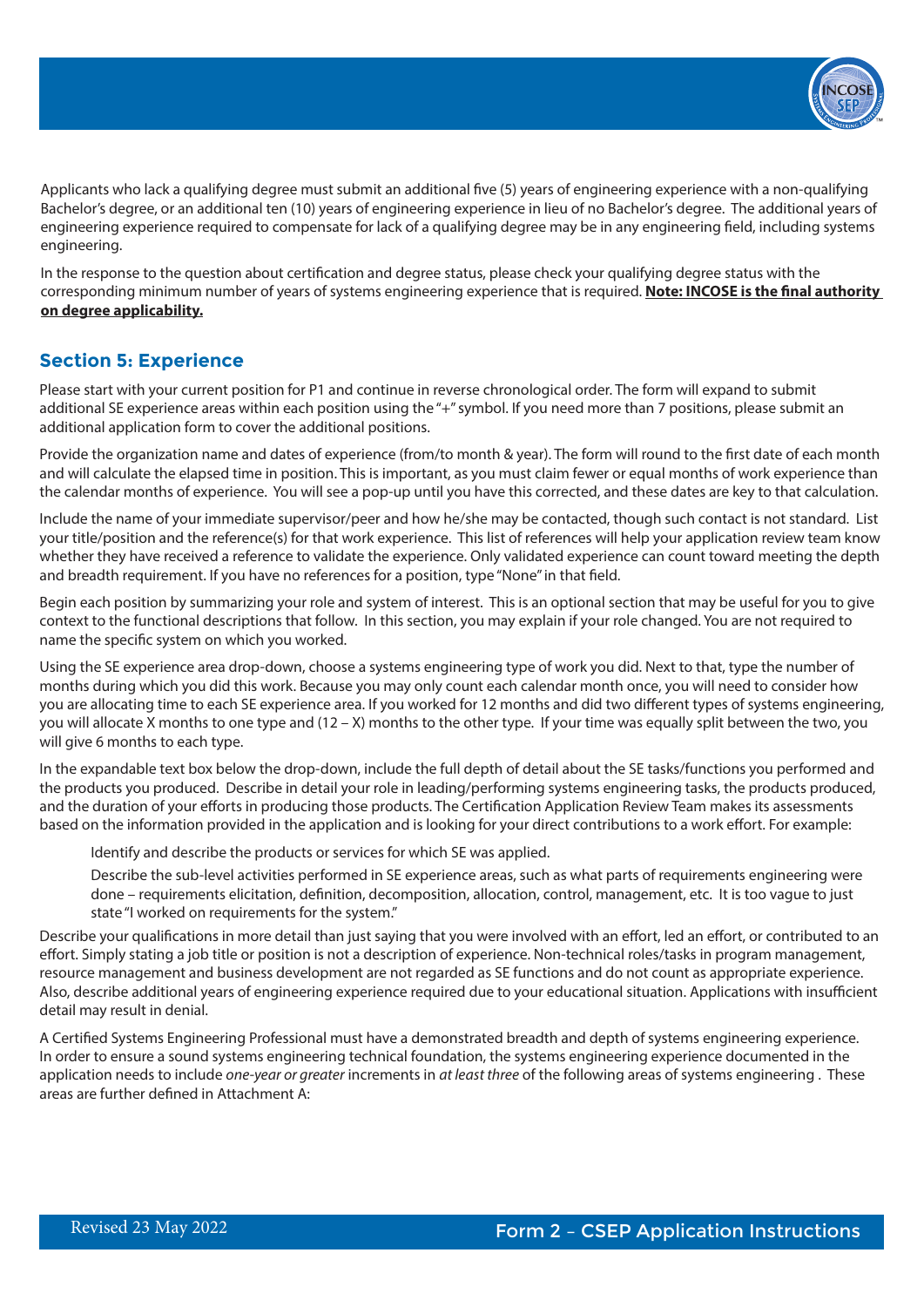Applicants who lack a qualifying degree must submit an additional five (5) years of engineering experience with a non-qualifying Bachelor's degree, or an additional ten (10) years of engineering experience in lieu of no Bachelor's degree. The additional years of engineering experience required to compensate for lack of a qualifying degree may be in any engineering field, including systems engineering.

In the response to the question about certification and degree status, please check your qualifying degree status with the corresponding minimum number of years of systems engineering experience that is required. **Note: INCOSE is the final authority on degree applicability.**

## Section 5: Experience

Please start with your current position for P1 and continue in reverse chronological order. The form will expand to submit additional SE experience areas within each position using the "+" symbol. If you need more than 7 positions, please submit an additional application form to cover the additional positions.

Provide the organization name and dates of experience (from/to month & year). The form will round to the first date of each month and will calculate the elapsed time in position. This is important, as you must claim fewer or equal months of work experience than the calendar months of experience. You will see a pop-up until you have this corrected, and these dates are key to that calculation.

Include the name of your immediate supervisor/peer and how he/she may be contacted, though such contact is not standard. List your title/position and the reference(s) for that work experience. This list of references will help your application review team know whether they have received a reference to validate the experience. Only validated experience can count toward meeting the depth and breadth requirement. If you have no references for a position, type "None" in that field.

Begin each position by summarizing your role and system of interest. This is an optional section that may be useful for you to give context to the functional descriptions that follow. In this section, you may explain if your role changed. You are not required to name the specific system on which you worked.

Using the SE experience area drop-down, choose a systems engineering type of work you did. Next to that, type the number of months during which you did this work. Because you may only count each calendar month once, you will need to consider how you are allocating time to each SE experience area. If you worked for 12 months and did two different types of systems engineering, you will allocate X months to one type and (12 – X) months to the other type. If your time was equally split between the two, you will give 6 months to each type.

In the expandable text box below the drop-down, include the full depth of detail about the SE tasks/functions you performed and the products you produced. Describe in detail your role in leading/performing systems engineering tasks, the products produced, and the duration of your efforts in producing those products. The Certification Application Review Team makes its assessments based on the information provided in the application and is looking for your direct contributions to a work effort. For example:

> Identify and describe the products or services for which SE was applied.
>
> Describe the sub-level activities performed in SE experience areas, such as what parts of requirements engineering were done – requirements elicitation, definition, decomposition, allocation, control, management, etc. It is too vague to just state "I worked on requirements for the system."

Describe your qualifications in more detail than just saying that you were involved with an effort, led an effort, or contributed to an effort. Simply stating a job title or position is not a description of experience. Non-technical roles/tasks in program management, resource management and business development are not regarded as SE functions and do not count as appropriate experience. Also, describe additional years of engineering experience required due to your educational situation. Applications with insufficient detail may result in denial.

A Certified Systems Engineering Professional must have a demonstrated breadth and depth of systems engineering experience. In order to ensure a sound systems engineering technical foundation, the systems engineering experience documented in the application needs to include *one-year or greater* increments in *at least three* of the following areas of systems engineering . These areas are further defined in Attachment A: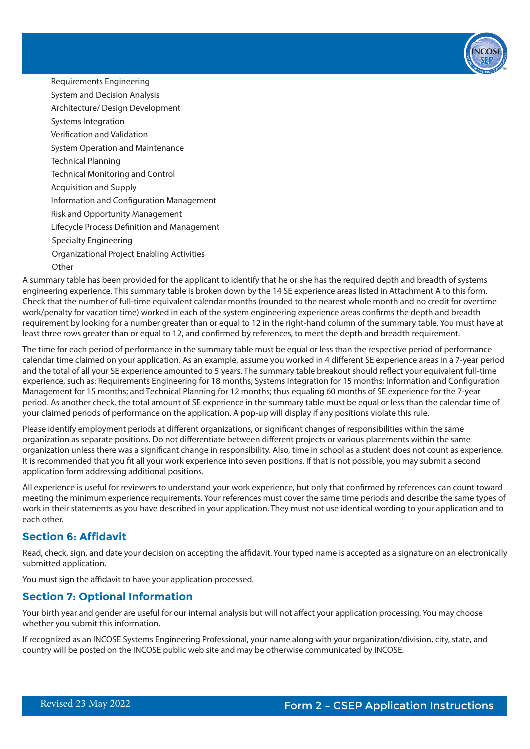- Requirements Engineering
- System and Decision Analysis
- Architecture/ Design Development
- Systems Integration
- Verification and Validation
- System Operation and Maintenance
- Technical Planning
- Technical Monitoring and Control
- Acquisition and Supply
- Information and Configuration Management
- Risk and Opportunity Management
- Lifecycle Process Definition and Management
- Specialty Engineering
- Organizational Project Enabling Activities
- Other

A summary table has been provided for the applicant to identify that he or she has the required depth and breadth of systems engineering experience. This summary table is broken down by the 14 SE experience areas listed in Attachment A to this form. Check that the number of full-time equivalent calendar months (rounded to the nearest whole month and no credit for overtime work/penalty for vacation time) worked in each of the system engineering experience areas confirms the depth and breadth requirement by looking for a number greater than or equal to 12 in the right-hand column of the summary table. You must have at least three rows greater than or equal to 12, and confirmed by references, to meet the depth and breadth requirement.

The time for each period of performance in the summary table must be equal or less than the respective period of performance calendar time claimed on your application. As an example, assume you worked in 4 different SE experience areas in a 7-year period and the total of all your SE experience amounted to 5 years. The summary table breakout should reflect your equivalent full-time experience, such as: Requirements Engineering for 18 months; Systems Integration for 15 months; Information and Configuration Management for 15 months; and Technical Planning for 12 months; thus equaling 60 months of SE experience for the 7-year period. As another check, the total amount of SE experience in the summary table must be equal or less than the calendar time of your claimed periods of performance on the application. A pop-up will display if any positions violate this rule.

Please identify employment periods at different organizations, or significant changes of responsibilities within the same organization as separate positions. Do not differentiate between different projects or various placements within the same organization unless there was a significant change in responsibility. Also, time in school as a student does not count as experience. It is recommended that you fit all your work experience into seven positions. If that is not possible, you may submit a second application form addressing additional positions.

All experience is useful for reviewers to understand your work experience, but only that confirmed by references can count toward meeting the minimum experience requirements. Your references must cover the same time periods and describe the same types of work in their statements as you have described in your application. They must not use identical wording to your application and to each other.

## Section 6: Affidavit

Read, check, sign, and date your decision on accepting the affidavit. Your typed name is accepted as a signature on an electronically submitted application.

You must sign the affidavit to have your application processed.

## Section 7: Optional Information

Your birth year and gender are useful for our internal analysis but will not affect your application processing. You may choose whether you submit this information.

If recognized as an INCOSE Systems Engineering Professional, your name along with your organization/division, city, state, and country will be posted on the INCOSE public web site and may be otherwise communicated by INCOSE.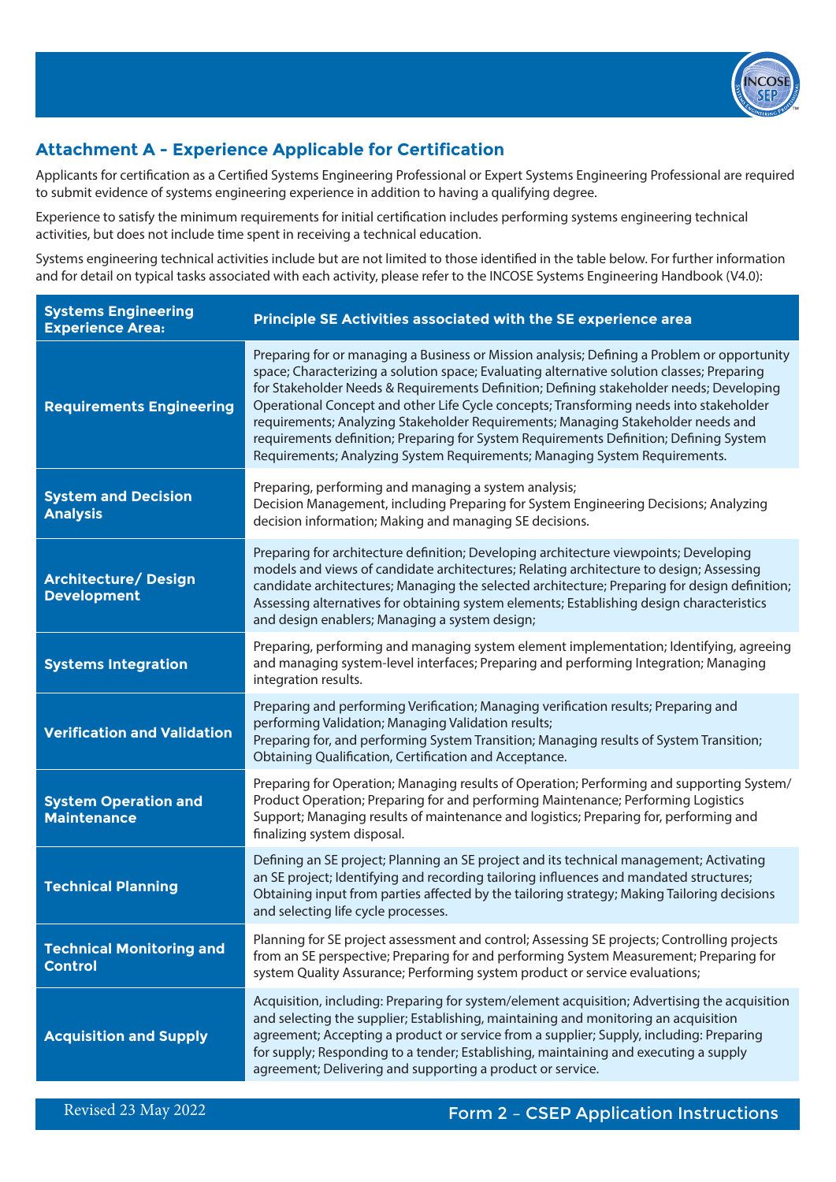## Attachment A - Experience Applicable for Certification

Applicants for certification as a Certified Systems Engineering Professional or Expert Systems Engineering Professional are required to submit evidence of systems engineering experience in addition to having a qualifying degree.

Experience to satisfy the minimum requirements for initial certification includes performing systems engineering technical activities, but does not include time spent in receiving a technical education.

Systems engineering technical activities include but are not limited to those identified in the table below. For further information and for detail on typical tasks associated with each activity, please refer to the INCOSE Systems Engineering Handbook (V4.0):

| Systems Engineering Experience Area: | Principle SE Activities associated with the SE experience area |
|---|---|
| **Requirements Engineering** | Preparing for or managing a Business or Mission analysis; Defining a Problem or opportunity space; Characterizing a solution space; Evaluating alternative solution classes; Preparing for Stakeholder Needs & Requirements Definition; Defining stakeholder needs; Developing Operational Concept and other Life Cycle concepts; Transforming needs into stakeholder requirements; Analyzing Stakeholder Requirements; Managing Stakeholder needs and requirements definition; Preparing for System Requirements Definition; Defining System Requirements; Analyzing System Requirements; Managing System Requirements. |
| **System and Decision Analysis** | Preparing, performing and managing a system analysis; Decision Management, including Preparing for System Engineering Decisions; Analyzing decision information; Making and managing SE decisions. |
| **Architecture/ Design Development** | Preparing for architecture definition; Developing architecture viewpoints; Developing models and views of candidate architectures; Relating architecture to design; Assessing candidate architectures; Managing the selected architecture; Preparing for design definition; Assessing alternatives for obtaining system elements; Establishing design characteristics and design enablers; Managing a system design; |
| **Systems Integration** | Preparing, performing and managing system element implementation; Identifying, agreeing and managing system-level interfaces; Preparing and performing Integration; Managing integration results. |
| **Verification and Validation** | Preparing and performing Verification; Managing verification results; Preparing and performing Validation; Managing Validation results; Preparing for, and performing System Transition; Managing results of System Transition; Obtaining Qualification, Certification and Acceptance. |
| **System Operation and Maintenance** | Preparing for Operation; Managing results of Operation; Performing and supporting System/ Product Operation; Preparing for and performing Maintenance; Performing Logistics Support; Managing results of maintenance and logistics; Preparing for, performing and finalizing system disposal. |
| **Technical Planning** | Defining an SE project; Planning an SE project and its technical management; Activating an SE project; Identifying and recording tailoring influences and mandated structures; Obtaining input from parties affected by the tailoring strategy; Making Tailoring decisions and selecting life cycle processes. |
| **Technical Monitoring and Control** | Planning for SE project assessment and control; Assessing SE projects; Controlling projects from an SE perspective; Preparing for and performing System Measurement; Preparing for system Quality Assurance; Performing system product or service evaluations; |
| **Acquisition and Supply** | Acquisition, including: Preparing for system/element acquisition; Advertising the acquisition and selecting the supplier; Establishing, maintaining and monitoring an acquisition agreement; Accepting a product or service from a supplier; Supply, including: Preparing for supply; Responding to a tender; Establishing, maintaining and executing a supply agreement; Delivering and supporting a product or service. |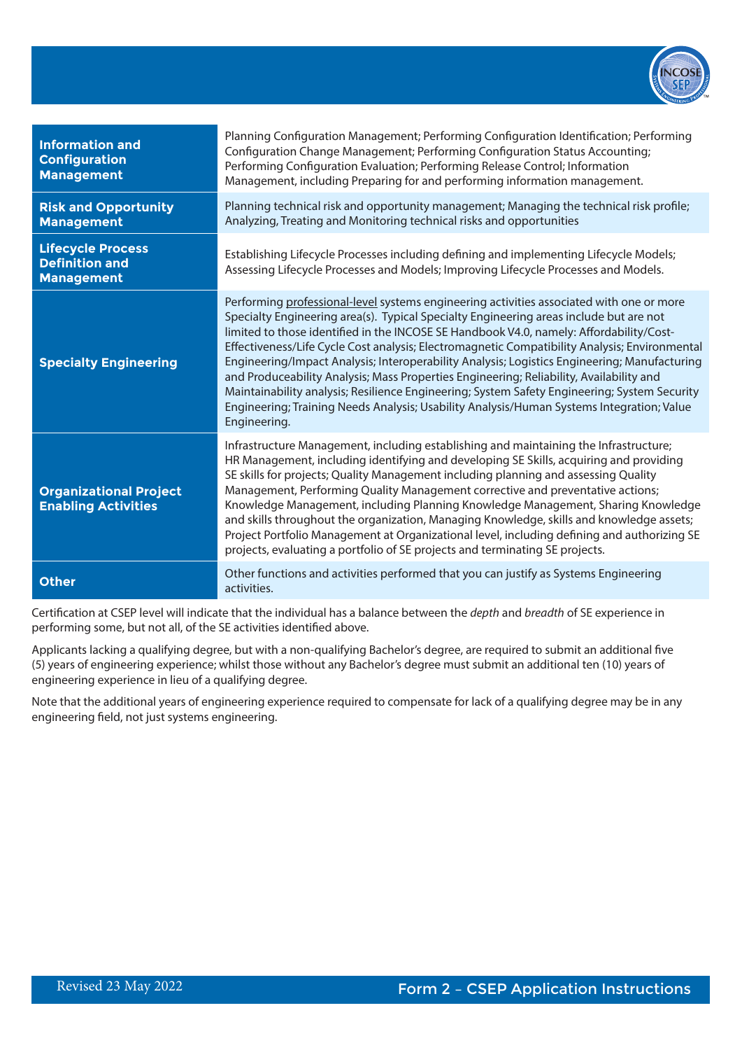| | |
|---|---|
| **Information and Configuration Management** | Planning Configuration Management; Performing Configuration Identification; Performing Configuration Change Management; Performing Configuration Status Accounting; Performing Configuration Evaluation; Performing Release Control; Information Management, including Preparing for and performing information management. |
| **Risk and Opportunity Management** | Planning technical risk and opportunity management; Managing the technical risk profile; Analyzing, Treating and Monitoring technical risks and opportunities |
| **Lifecycle Process Definition and Management** | Establishing Lifecycle Processes including defining and implementing Lifecycle Models; Assessing Lifecycle Processes and Models; Improving Lifecycle Processes and Models. |
| **Specialty Engineering** | Performing professional-level systems engineering activities associated with one or more Specialty Engineering area(s). Typical Specialty Engineering areas include but are not limited to those identified in the INCOSE SE Handbook V4.0, namely: Affordability/Cost-Effectiveness/Life Cycle Cost analysis; Electromagnetic Compatibility Analysis; Environmental Engineering/Impact Analysis; Interoperability Analysis; Logistics Engineering; Manufacturing and Produceability Analysis; Mass Properties Engineering; Reliability, Availability and Maintainability analysis; Resilience Engineering; System Safety Engineering; System Security Engineering; Training Needs Analysis; Usability Analysis/Human Systems Integration; Value Engineering. |
| **Organizational Project Enabling Activities** | Infrastructure Management, including establishing and maintaining the Infrastructure; HR Management, including identifying and developing SE Skills, acquiring and providing SE skills for projects; Quality Management including planning and assessing Quality Management, Performing Quality Management corrective and preventative actions; Knowledge Management, including Planning Knowledge Management, Sharing Knowledge and skills throughout the organization, Managing Knowledge, skills and knowledge assets; Project Portfolio Management at Organizational level, including defining and authorizing SE projects, evaluating a portfolio of SE projects and terminating SE projects. |
| **Other** | Other functions and activities performed that you can justify as Systems Engineering activities. |

Certification at CSEP level will indicate that the individual has a balance between the *depth* and *breadth* of SE experience in performing some, but not all, of the SE activities identified above.

Applicants lacking a qualifying degree, but with a non-qualifying Bachelor's degree, are required to submit an additional five (5) years of engineering experience; whilst those without any Bachelor's degree must submit an additional ten (10) years of engineering experience in lieu of a qualifying degree.

Note that the additional years of engineering experience required to compensate for lack of a qualifying degree may be in any engineering field, not just systems engineering.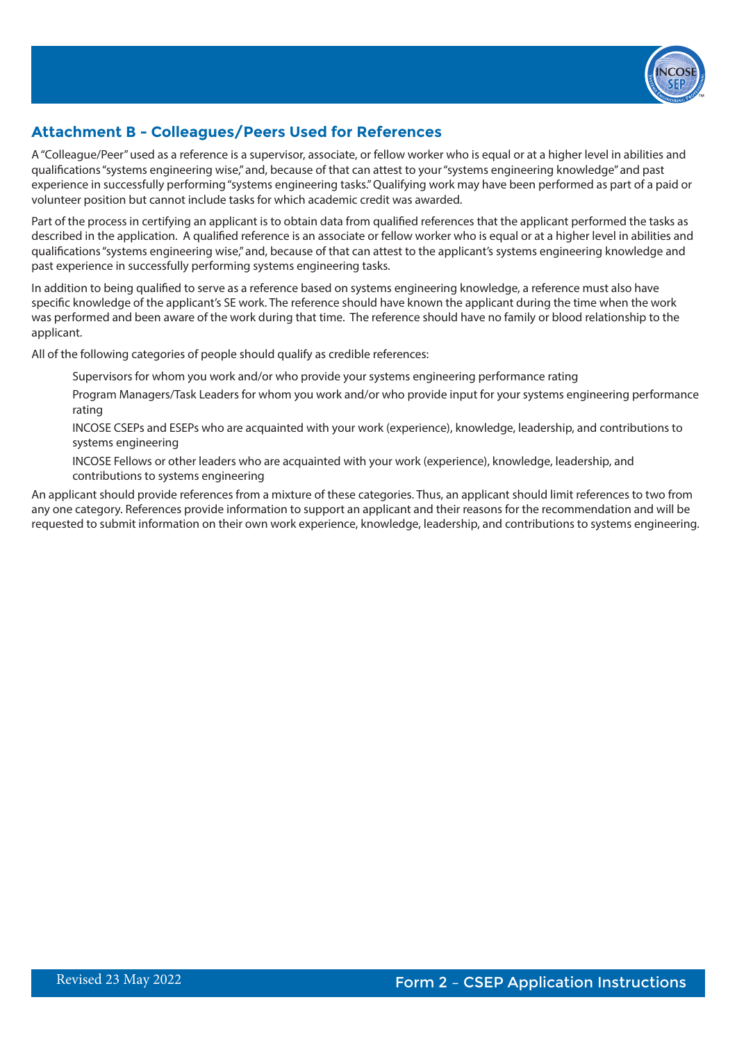## Attachment B - Colleagues/Peers Used for References

A "Colleague/Peer" used as a reference is a supervisor, associate, or fellow worker who is equal or at a higher level in abilities and qualifications "systems engineering wise," and, because of that can attest to your "systems engineering knowledge" and past experience in successfully performing "systems engineering tasks." Qualifying work may have been performed as part of a paid or volunteer position but cannot include tasks for which academic credit was awarded.

Part of the process in certifying an applicant is to obtain data from qualified references that the applicant performed the tasks as described in the application. A qualified reference is an associate or fellow worker who is equal or at a higher level in abilities and qualifications "systems engineering wise," and, because of that can attest to the applicant's systems engineering knowledge and past experience in successfully performing systems engineering tasks.

In addition to being qualified to serve as a reference based on systems engineering knowledge, a reference must also have specific knowledge of the applicant's SE work. The reference should have known the applicant during the time when the work was performed and been aware of the work during that time. The reference should have no family or blood relationship to the applicant.

All of the following categories of people should qualify as credible references:

- Supervisors for whom you work and/or who provide your systems engineering performance rating
- Program Managers/Task Leaders for whom you work and/or who provide input for your systems engineering performance rating
- INCOSE CSEPs and ESEPs who are acquainted with your work (experience), knowledge, leadership, and contributions to systems engineering
- INCOSE Fellows or other leaders who are acquainted with your work (experience), knowledge, leadership, and contributions to systems engineering

An applicant should provide references from a mixture of these categories. Thus, an applicant should limit references to two from any one category. References provide information to support an applicant and their reasons for the recommendation and will be requested to submit information on their own work experience, knowledge, leadership, and contributions to systems engineering.